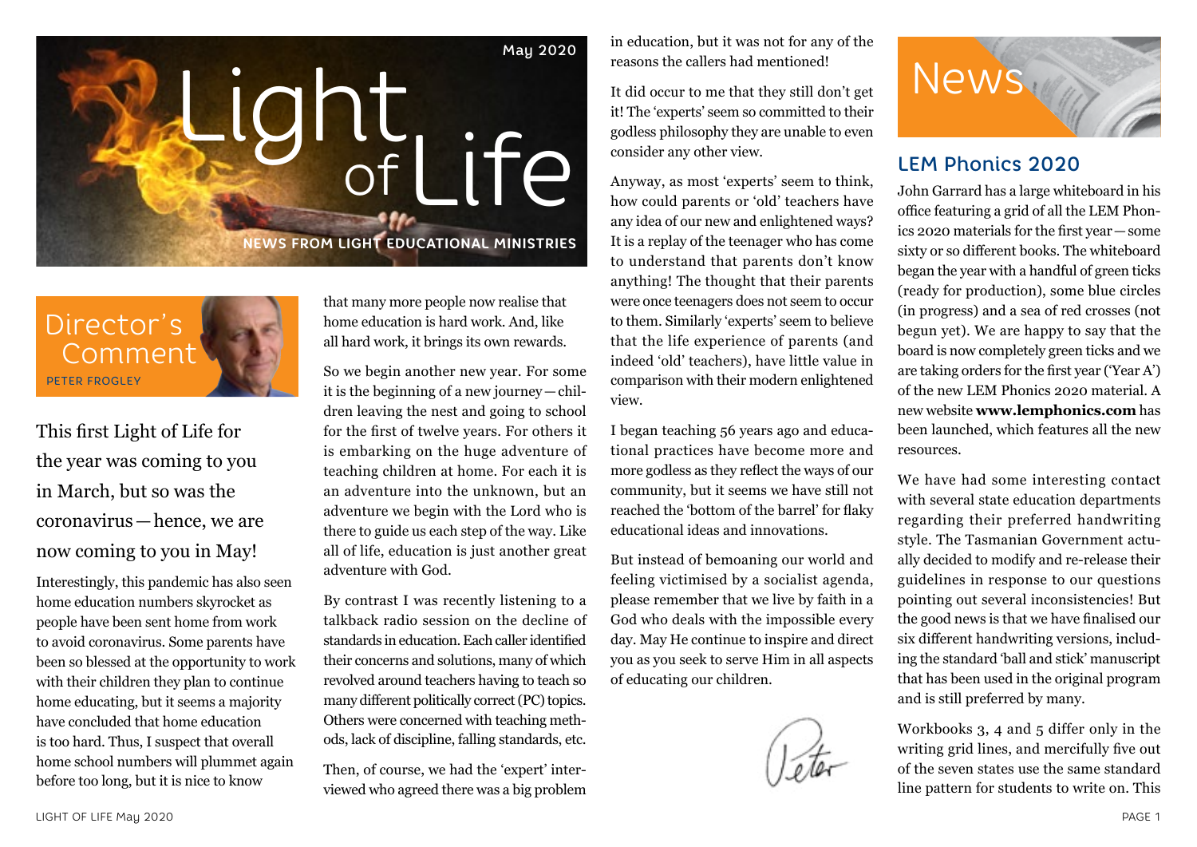# Light of Life

May 2020

NEWS FROM LIGHT EDUCATIONAL MINISTRIES

## Director's Comment

PETER FROGLEY

This first Light of Life for the year was coming to you in March, but so was the coronavirus — hence, we are now coming to you in May!

Interestingly, this pandemic has also seen home education numbers skyrocket as people have been sent home from work to avoid coronavirus. Some parents have been so blessed at the opportunity to work with their children they plan to continue home educating, but it seems a majority have concluded that home education is too hard. Thus, I suspect that overall home school numbers will plummet again before too long, but it is nice to know that many more people now realise that home education is hard work. And, like all hard work, it brings its own rewards.

So we begin another new year. For some it is the beginning of a new journey — children leaving the nest and going to school for the first of twelve years. For others it is embarking on the huge adventure of teaching children at home. For each it is an adventure into the unknown, but an adventure we begin with the Lord who is there to guide us each step of the way. Like all of life, education is just another great adventure with God.

By contrast I was recently listening to a talkback radio session on the decline of standards in education. Each caller identified their concerns and solutions, many of which revolved around teachers having to teach so many different politically correct (PC) topics. Others were concerned with teaching methods, lack of discipline, falling standards, etc.

Then, of course, we had the 'expert' interviewed who agreed there was a big problem in education, but it was not for any of the reasons the callers had mentioned!

It did occur to me that they still don't get it! The 'experts' seem so committed to their godless philosophy they are unable to even consider any other view.

Anyway, as most 'experts' seem to think, how could parents or 'old' teachers have any idea of our new and enlightened ways? It is a replay of the teenager who has come to understand that parents don't know anything! The thought that their parents were once teenagers does not seem to occur to them. Similarly 'experts' seem to believe that the life experience of parents (and indeed 'old' teachers), have little value in comparison with their modern enlightened view.

I began teaching 56 years ago and educational practices have become more and more godless as they reflect the ways of our community, but it seems we have still not reached the 'bottom of the barrel' for flaky educational ideas and innovations.

But instead of bemoaning our world and feeling victimised by a socialist agenda, please remember that we live by faith in a God who deals with the impossible every day. May He continue to inspire and direct you as you seek to serve Him in all aspects of educating our children.

Peter

## News

### LEM Phonics 2020

John Garrard has a large whiteboard in his office featuring a grid of all the LEM Phonics 2020 materials for the first year — some sixty or so different books. The whiteboard began the year with a handful of green ticks (ready for production), some blue circles (in progress) and a sea of red crosses (not begun yet). We are happy to say that the board is now completely green ticks and we are taking orders for the first year ('Year A') of the new LEM Phonics 2020 material. A new website **www.lemphonics.com** has been launched, which features all the new resources.

We have had some interesting contact with several state education departments regarding their preferred handwriting style. The Tasmanian Government actually decided to modify and re-release their guidelines in response to our questions pointing out several inconsistencies! But the good news is that we have finalised our six different handwriting versions, including the standard 'ball and stick' manuscript that has been used in the original program and is still preferred by many.

Workbooks 3, 4 and 5 differ only in the writing grid lines, and mercifully five out of the seven states use the same standard line pattern for students to write on. This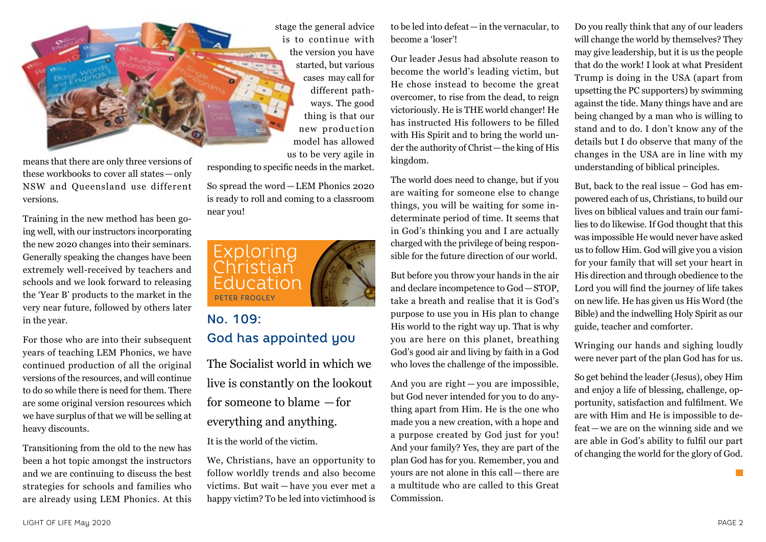means that there are only three versions of these workbooks to cover all states—only NSW and Queensland use different versions.

Training in the new method has been going well, with our instructors incorporating the new 2020 changes into their seminars. Generally speaking the changes have been extremely well-received by teachers and schools and we look forward to releasing the 'Year B' products to the market in the very near future, followed by others later in the year.

For those who are into their subsequent years of teaching LEM Phonics, we have continued production of all the original versions of the resources, and will continue to do so while there is need for them. There are some original version resources which we have surplus of that we will be selling at heavy discounts.

Transitioning from the old to the new has been a hot topic amongst the instructors and we are continuing to discuss the best strategies for schools and families who are already using LEM Phonics. At this stage the general advice is to continue with the version you have started, but various cases may call for different pathways. The good thing is that our new production model has allowed us to be very agile in responding to specific needs in the market.

So spread the word—LEM Phonics 2020 is ready to roll and coming to a classroom near you!

## Exploring Christian Education

PETER FROGLEY

## No. 109: God has appointed you

The Socialist world in which we live is constantly on the lookout for someone to blame —for everything and anything.

It is the world of the victim.

We, Christians, have an opportunity to follow worldly trends and also become victims. But wait—have you ever met a happy victim? To be led into victimhood is to be led into defeat—in the vernacular, to become a 'loser'!

Our leader Jesus had absolute reason to become the world's leading victim, but He chose instead to become the great overcomer, to rise from the dead, to reign victoriously. He is THE world changer! He has instructed His followers to be filled with His Spirit and to bring the world under the authority of Christ—the king of His kingdom.

The world does need to change, but if you are waiting for someone else to change things, you will be waiting for some indeterminate period of time. It seems that in God's thinking you and I are actually charged with the privilege of being responsible for the future direction of our world.

But before you throw your hands in the air and declare incompetence to God—STOP, take a breath and realise that it is God's purpose to use you in His plan to change His world to the right way up. That is why you are here on this planet, breathing God's good air and living by faith in a God who loves the challenge of the impossible.

And you are right—you are impossible, but God never intended for you to do anything apart from Him. He is the one who made you a new creation, with a hope and a purpose created by God just for you! And your family? Yes, they are part of the plan God has for you. Remember, you and yours are not alone in this call—there are a multitude who are called to this Great Commission.

Do you really think that any of our leaders will change the world by themselves? They may give leadership, but it is us the people that do the work! I look at what President Trump is doing in the USA (apart from upsetting the PC supporters) by swimming against the tide. Many things have and are being changed by a man who is willing to stand and to do. I don't know any of the details but I do observe that many of the changes in the USA are in line with my understanding of biblical principles.

But, back to the real issue – God has empowered each of us, Christians, to build our lives on biblical values and train our families to do likewise. If God thought that this was impossible He would never have asked us to follow Him. God will give you a vision for your family that will set your heart in His direction and through obedience to the Lord you will find the journey of life takes on new life. He has given us His Word (the Bible) and the indwelling Holy Spirit as our guide, teacher and comforter.

Wringing our hands and sighing loudly were never part of the plan God has for us.

So get behind the leader (Jesus), obey Him and enjoy a life of blessing, challenge, opportunity, satisfaction and fulfilment. We are with Him and He is impossible to defeat—we are on the winning side and we are able in God's ability to fulfil our part of changing the world for the glory of God.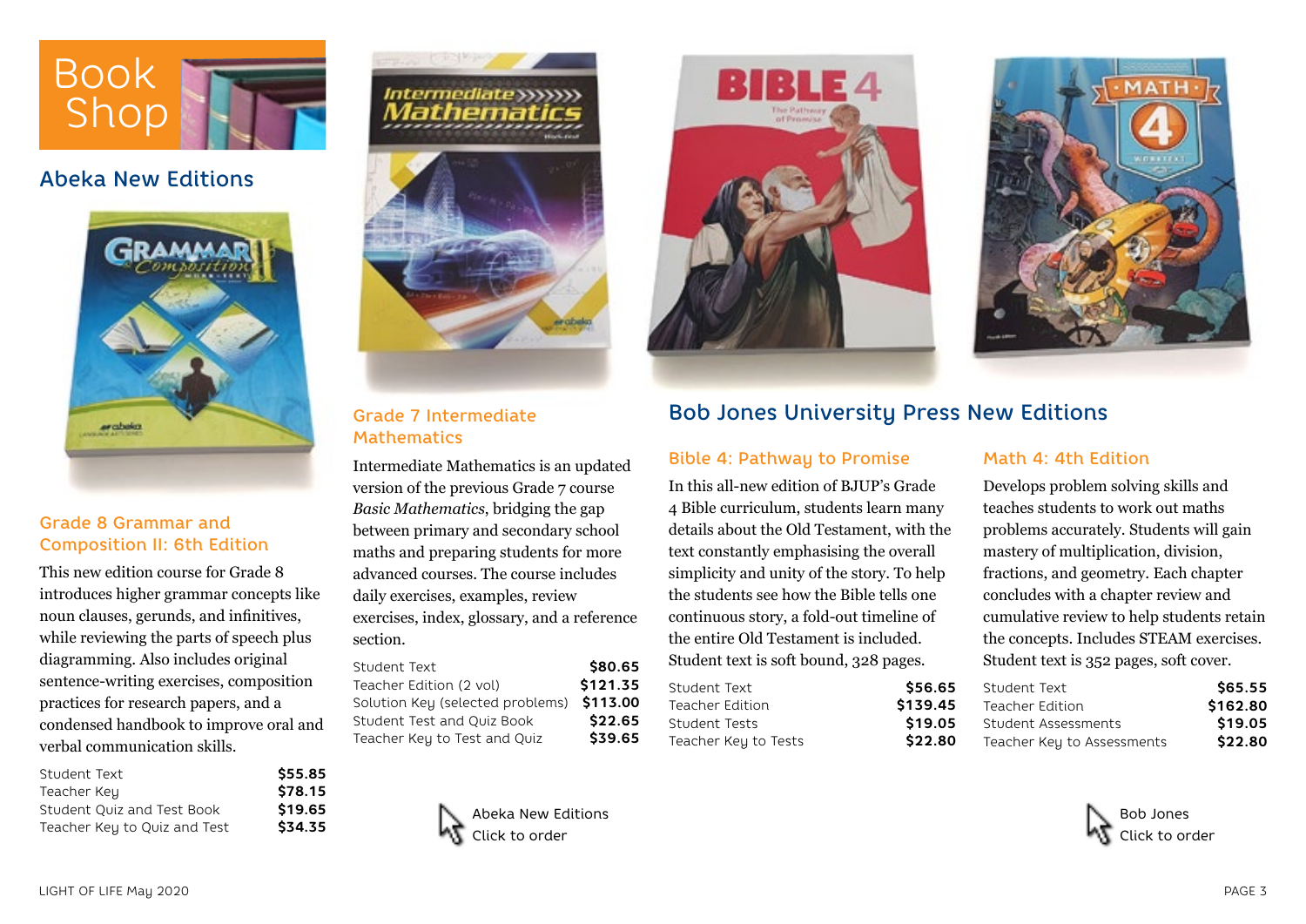# Book Shop

## Abeka New Editions

### Grade 8 Grammar and Composition II: 6th Edition

This new edition course for Grade 8 introduces higher grammar concepts like noun clauses, gerunds, and infinitives, while reviewing the parts of speech plus diagramming. Also includes original sentence-writing exercises, composition practices for research papers, and a condensed handbook to improve oral and verbal communication skills.

| | |
|---|---|
| Student Text | **$55.85** |
| Teacher Key | **$78.15** |
| Student Quiz and Test Book | **$19.65** |
| Teacher Key to Quiz and Test | **$34.35** |

### Grade 7 Intermediate Mathematics

Intermediate Mathematics is an updated version of the previous Grade 7 course *Basic Mathematics*, bridging the gap between primary and secondary school maths and preparing students for more advanced courses. The course includes daily exercises, examples, review exercises, index, glossary, and a reference section.

| | |
|---|---|
| Student Text | **$80.65** |
| Teacher Edition (2 vol) | **$121.35** |
| Solution Key (selected problems) | **$113.00** |
| Student Test and Quiz Book | **$22.65** |
| Teacher Key to Test and Quiz | **$39.65** |

Abeka New Editions
Click to order

## Bob Jones University Press New Editions

### Bible 4: Pathway to Promise

In this all-new edition of BJUP's Grade 4 Bible curriculum, students learn many details about the Old Testament, with the text constantly emphasising the overall simplicity and unity of the story. To help the students see how the Bible tells one continuous story, a fold-out timeline of the entire Old Testament is included. Student text is soft bound, 328 pages.

| | |
|---|---|
| Student Text | **$56.65** |
| Teacher Edition | **$139.45** |
| Student Tests | **$19.05** |
| Teacher Key to Tests | **$22.80** |

### Math 4: 4th Edition

Develops problem solving skills and teaches students to work out maths problems accurately. Students will gain mastery of multiplication, division, fractions, and geometry. Each chapter concludes with a chapter review and cumulative review to help students retain the concepts. Includes STEAM exercises. Student text is 352 pages, soft cover.

| | |
|---|---|
| Student Text | **$65.55** |
| Teacher Edition | **$162.80** |
| Student Assessments | **$19.05** |
| Teacher Key to Assessments | **$22.80** |

Bob Jones
Click to order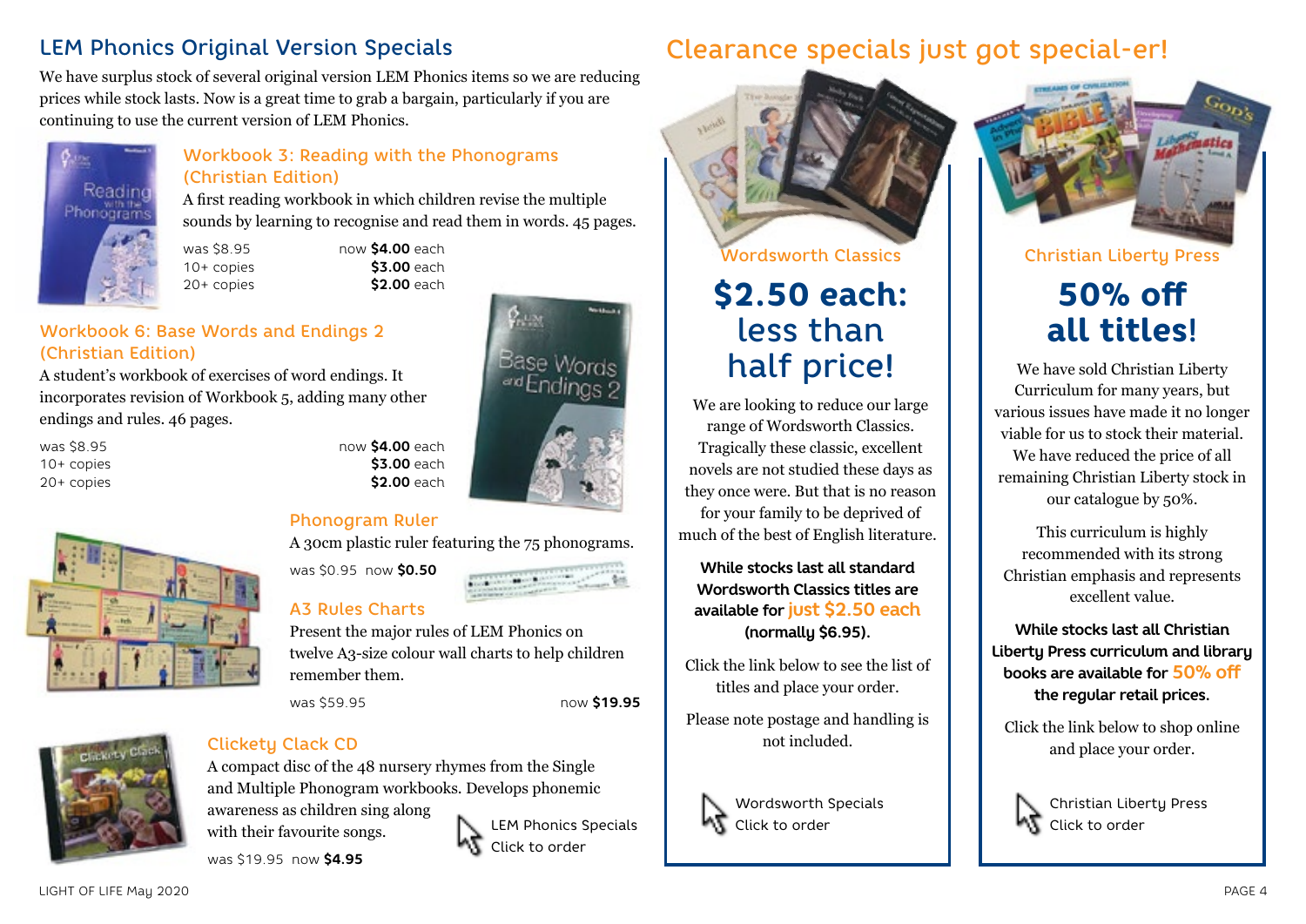## LEM Phonics Original Version Specials

We have surplus stock of several original version LEM Phonics items so we are reducing prices while stock lasts. Now is a great time to grab a bargain, particularly if you are continuing to use the current version of LEM Phonics.

### Workbook 3: Reading with the Phonograms (Christian Edition)

A first reading workbook in which children revise the multiple sounds by learning to recognise and read them in words. 45 pages.

| | |
|---|---|
| was $8.95 | now **$4.00** each |
| 10+ copies | **$3.00** each |
| 20+ copies | **$2.00** each |

### Workbook 6: Base Words and Endings 2 (Christian Edition)

A student's workbook of exercises of word endings. It incorporates revision of Workbook 5, adding many other endings and rules. 46 pages.

| | |
|---|---|
| was $8.95 | now **$4.00** each |
| 10+ copies | **$3.00** each |
| 20+ copies | **$2.00** each |

### Phonogram Ruler

A 30cm plastic ruler featuring the 75 phonograms.

was $0.95 now **$0.50**

### A3 Rules Charts

Present the major rules of LEM Phonics on twelve A3-size colour wall charts to help children remember them.

was $59.95 now **$19.95**

### Clickety Clack CD

A compact disc of the 48 nursery rhymes from the Single and Multiple Phonogram workbooks. Develops phonemic awareness as children sing along with their favourite songs.

was $19.95 now **$4.95**

LEM Phonics Specials
Click to order

## Clearance specials just got special-er!

### Wordsworth Classics

**$2.50 each:** less than half price!

We are looking to reduce our large range of Wordsworth Classics. Tragically these classic, excellent novels are not studied these days as they once were. But that is no reason for your family to be deprived of much of the best of English literature.

**While stocks last all standard Wordsworth Classics titles are available for just $2.50 each (normally $6.95).**

Click the link below to see the list of titles and place your order.

Please note postage and handling is not included.

Wordsworth Specials
Click to order

### Christian Liberty Press

**50% off all titles!**

We have sold Christian Liberty Curriculum for many years, but various issues have made it no longer viable for us to stock their material. We have reduced the price of all remaining Christian Liberty stock in our catalogue by 50%.

This curriculum is highly recommended with its strong Christian emphasis and represents excellent value.

**While stocks last all Christian Liberty Press curriculum and library books are available for 50% off the regular retail prices.**

Click the link below to shop online and place your order.

Christian Liberty Press
Click to order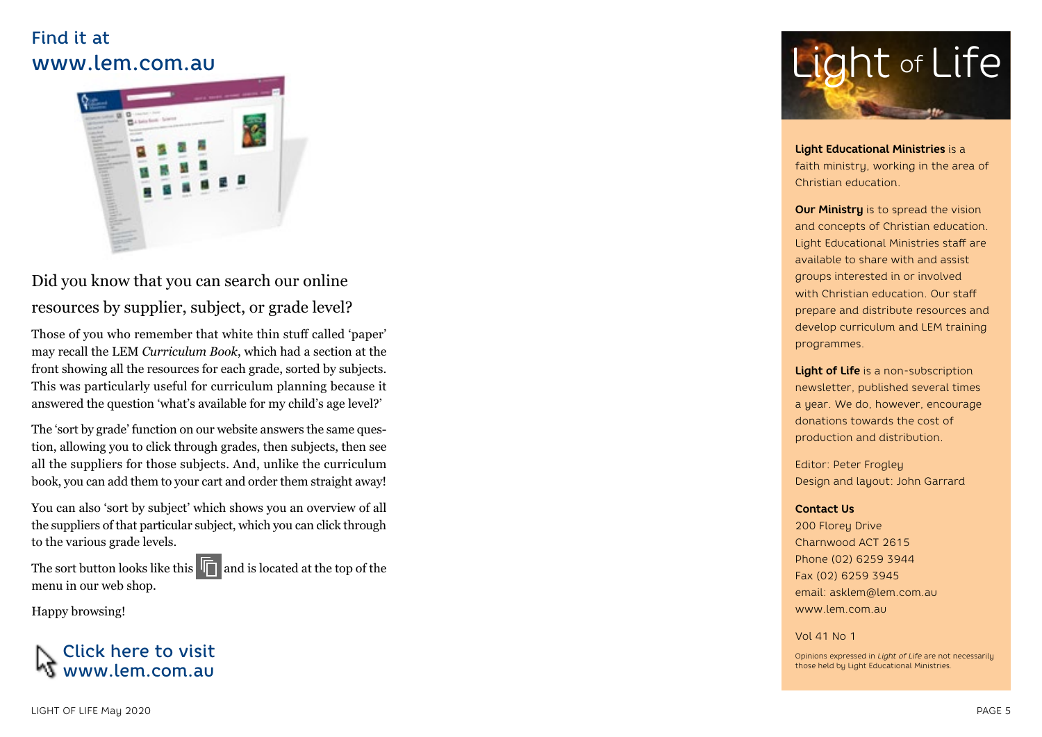## Find it at www.lem.com.au

### Did you know that you can search our online resources by supplier, subject, or grade level?

Those of you who remember that white thin stuff called 'paper' may recall the LEM *Curriculum Book*, which had a section at the front showing all the resources for each grade, sorted by subjects. This was particularly useful for curriculum planning because it answered the question 'what's available for my child's age level?'

The 'sort by grade' function on our website answers the same question, allowing you to click through grades, then subjects, then see all the suppliers for those subjects. And, unlike the curriculum book, you can add them to your cart and order them straight away!

You can also 'sort by subject' which shows you an overview of all the suppliers of that particular subject, which you can click through to the various grade levels.

The sort button looks like this and is located at the top of the menu in our web shop.

Happy browsing!

Click here to visit www.lem.com.au

# Light of Life

**Light Educational Ministries** is a faith ministry, working in the area of Christian education.

**Our Ministry** is to spread the vision and concepts of Christian education. Light Educational Ministries staff are available to share with and assist groups interested in or involved with Christian education. Our staff prepare and distribute resources and develop curriculum and LEM training programmes.

**Light of Life** is a non-subscription newsletter, published several times a year. We do, however, encourage donations towards the cost of production and distribution.

Editor: Peter Frogley
Design and layout: John Garrard

**Contact Us**
200 Florey Drive
Charnwood ACT 2615
Phone (02) 6259 3944
Fax (02) 6259 3945
email: asklem@lem.com.au
www.lem.com.au

Vol 41 No 1

Opinions expressed in *Light of Life* are not necessarily those held by Light Educational Ministries.